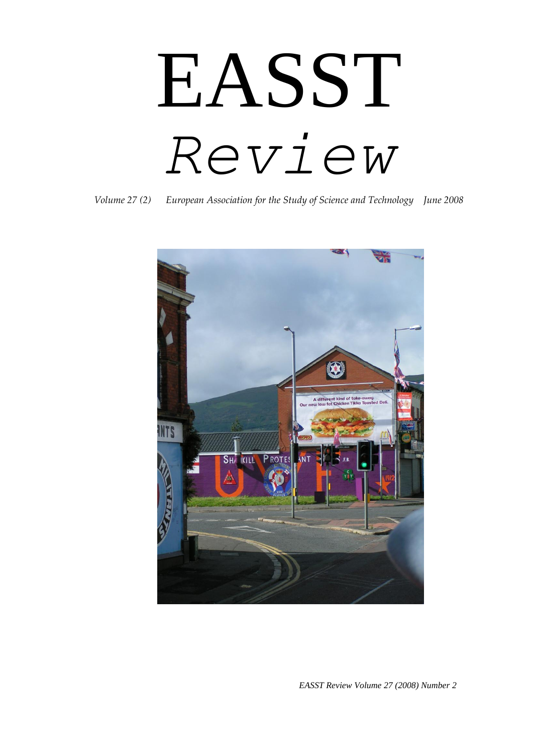# EASST

# *Review*

*Volume 27 (2) European Association for the Study of Science and Technology June 2008*

*EASST Review Volume 27 (2008) Number 2*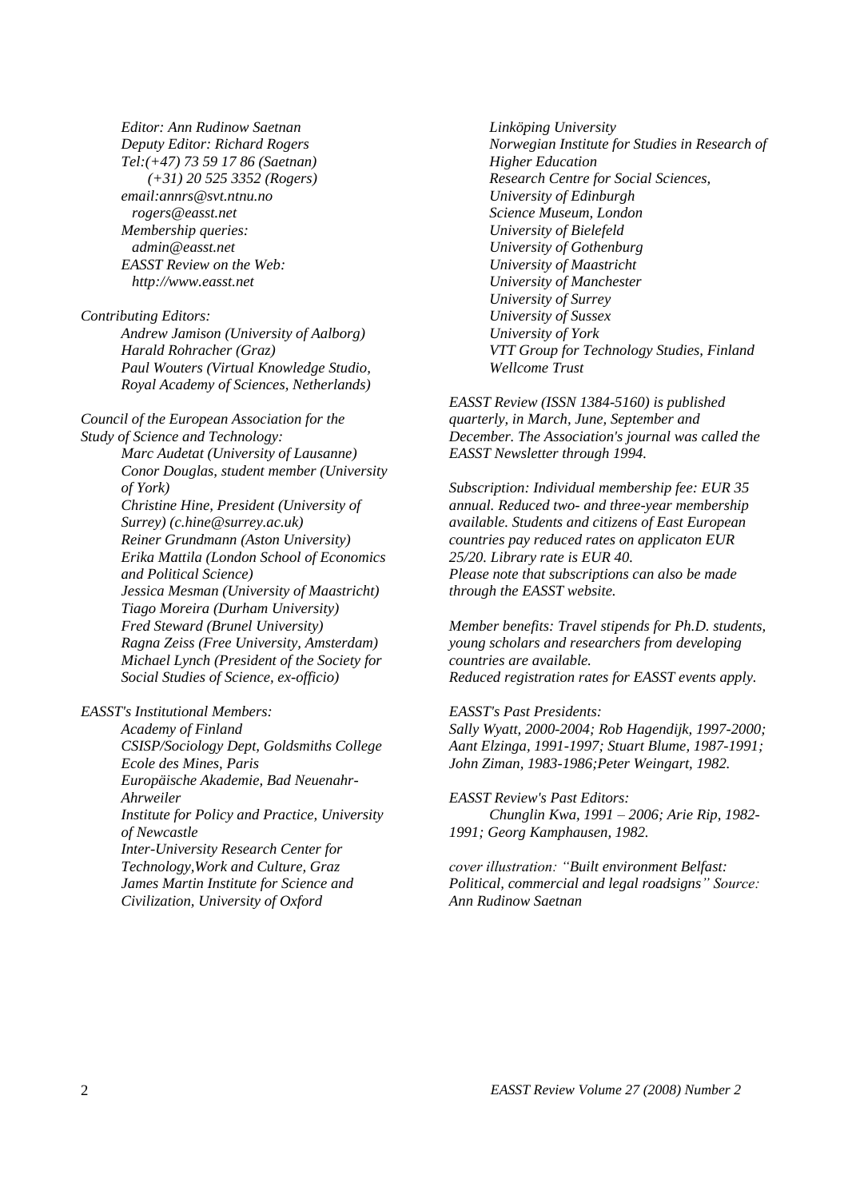*Editor: Ann Rudinow Saetnan*
*Deputy Editor: Richard Rogers*
*Tel:(+47) 73 59 17 86 (Saetnan)*
*(+31) 20 525 3352 (Rogers)*
*email:annrs@svt.ntnu.no*
*rogers@easst.net*
*Membership queries:*
*admin@easst.net*
*EASST Review on the Web:*
*http://www.easst.net*

*Contributing Editors:*

*Andrew Jamison (University of Aalborg)*
*Harald Rohracher (Graz)*
*Paul Wouters (Virtual Knowledge Studio, Royal Academy of Sciences, Netherlands)*

*Council of the European Association for the Study of Science and Technology:*

*Marc Audetat (University of Lausanne)*
*Conor Douglas, student member (University of York)*
*Christine Hine, President (University of Surrey) (c.hine@surrey.ac.uk)*
*Reiner Grundmann (Aston University)*
*Erika Mattila (London School of Economics and Political Science)*
*Jessica Mesman (University of Maastricht)*
*Tiago Moreira (Durham University)*
*Fred Steward (Brunel University)*
*Ragna Zeiss (Free University, Amsterdam)*
*Michael Lynch (President of the Society for Social Studies of Science, ex-officio)*

*EASST's Institutional Members:*

*Academy of Finland*
*CSISP/Sociology Dept, Goldsmiths College*
*Ecole des Mines, Paris*
*Europäische Akademie, Bad Neuenahr-Ahrweiler*
*Institute for Policy and Practice, University of Newcastle*
*Inter-University Research Center for Technology,Work and Culture, Graz*
*James Martin Institute for Science and Civilization, University of Oxford*
*Linköping University*
*Norwegian Institute for Studies in Research of Higher Education*
*Research Centre for Social Sciences, University of Edinburgh*
*Science Museum, London*
*University of Bielefeld*
*University of Gothenburg*
*University of Maastricht*
*University of Manchester*
*University of Surrey*
*University of Sussex*
*University of York*
*VTT Group for Technology Studies, Finland*
*Wellcome Trust*

*EASST Review (ISSN 1384-5160) is published quarterly, in March, June, September and December. The Association's journal was called the EASST Newsletter through 1994.*

*Subscription: Individual membership fee: EUR 35 annual. Reduced two- and three-year membership available. Students and citizens of East European countries pay reduced rates on applicaton EUR 25/20. Library rate is EUR 40.*
*Please note that subscriptions can also be made through the EASST website.*

*Member benefits: Travel stipends for Ph.D. students, young scholars and researchers from developing countries are available.*
*Reduced registration rates for EASST events apply.*

*EASST's Past Presidents:*
*Sally Wyatt, 2000-2004; Rob Hagendijk, 1997-2000; Aant Elzinga, 1991-1997; Stuart Blume, 1987-1991; John Ziman, 1983-1986;Peter Weingart, 1982.*

*EASST Review's Past Editors:*
*Chunglin Kwa, 1991 – 2006; Arie Rip, 1982-1991; Georg Kamphausen, 1982.*

*cover illustration: "Built environment Belfast: Political, commercial and legal roadsigns" Source: Ann Rudinow Saetnan*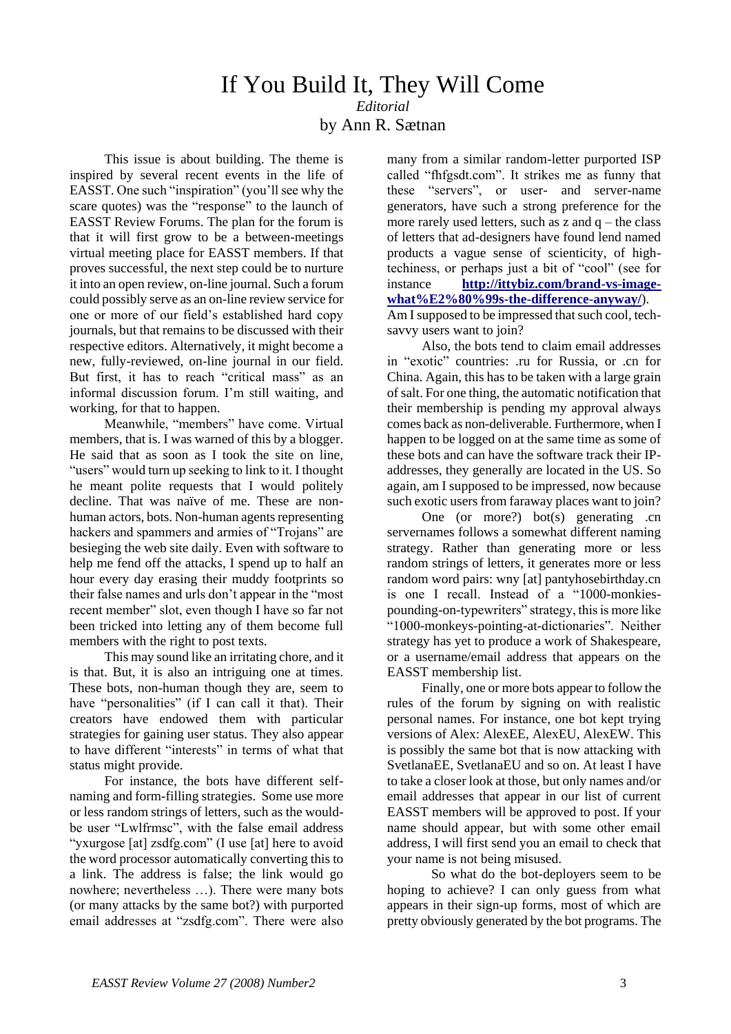# If You Build It, They Will Come

*Editorial*

by Ann R. Sætnan

This issue is about building. The theme is inspired by several recent events in the life of EASST. One such "inspiration" (you'll see why the scare quotes) was the "response" to the launch of EASST Review Forums. The plan for the forum is that it will first grow to be a between-meetings virtual meeting place for EASST members. If that proves successful, the next step could be to nurture it into an open review, on-line journal. Such a forum could possibly serve as an on-line review service for one or more of our field's established hard copy journals, but that remains to be discussed with their respective editors. Alternatively, it might become a new, fully-reviewed, on-line journal in our field. But first, it has to reach "critical mass" as an informal discussion forum. I'm still waiting, and working, for that to happen.

Meanwhile, "members" have come. Virtual members, that is. I was warned of this by a blogger. He said that as soon as I took the site on line, "users" would turn up seeking to link to it. I thought he meant polite requests that I would politely decline. That was naïve of me. These are non-human actors, bots. Non-human agents representing hackers and spammers and armies of "Trojans" are besieging the web site daily. Even with software to help me fend off the attacks, I spend up to half an hour every day erasing their muddy footprints so their false names and urls don't appear in the "most recent member" slot, even though I have so far not been tricked into letting any of them become full members with the right to post texts.

This may sound like an irritating chore, and it is that. But, it is also an intriguing one at times. These bots, non-human though they are, seem to have "personalities" (if I can call it that). Their creators have endowed them with particular strategies for gaining user status. They also appear to have different "interests" in terms of what that status might provide.

For instance, the bots have different self-naming and form-filling strategies. Some use more or less random strings of letters, such as the would-be user "Lwlfrmsc", with the false email address "yxurgose [at] zsdfg.com" (I use [at] here to avoid the word processor automatically converting this to a link. The address is false; the link would go nowhere; nevertheless …). There were many bots (or many attacks by the same bot?) with purported email addresses at "zsdfg.com". There were also many from a similar random-letter purported ISP called "fhfgsdt.com". It strikes me as funny that these "servers", or user- and server-name generators, have such a strong preference for the more rarely used letters, such as z and q – the class of letters that ad-designers have found lend named products a vague sense of scienticity, of high-techiness, or perhaps just a bit of "cool" (see for instance **http://ittybiz.com/brand-vs-image-what%E2%80%99s-the-difference-anyway/**). Am I supposed to be impressed that such cool, tech-savvy users want to join?

Also, the bots tend to claim email addresses in "exotic" countries: .ru for Russia, or .cn for China. Again, this has to be taken with a large grain of salt. For one thing, the automatic notification that their membership is pending my approval always comes back as non-deliverable. Furthermore, when I happen to be logged on at the same time as some of these bots and can have the software track their IP-addresses, they generally are located in the US. So again, am I supposed to be impressed, now because such exotic users from faraway places want to join?

One (or more?) bot(s) generating .cn servernames follows a somewhat different naming strategy. Rather than generating more or less random strings of letters, it generates more or less random word pairs: wny [at] pantyhosebirthday.cn is one I recall. Instead of a "1000-monkies-pounding-on-typewriters" strategy, this is more like "1000-monkeys-pointing-at-dictionaries". Neither strategy has yet to produce a work of Shakespeare, or a username/email address that appears on the EASST membership list.

Finally, one or more bots appear to follow the rules of the forum by signing on with realistic personal names. For instance, one bot kept trying versions of Alex: AlexEE, AlexEU, AlexEW. This is possibly the same bot that is now attacking with SvetlanaEE, SvetlanaEU and so on. At least I have to take a closer look at those, but only names and/or email addresses that appear in our list of current EASST members will be approved to post. If your name should appear, but with some other email address, I will first send you an email to check that your name is not being misused.

So what do the bot-deployers seem to be hoping to achieve? I can only guess from what appears in their sign-up forms, most of which are pretty obviously generated by the bot programs. The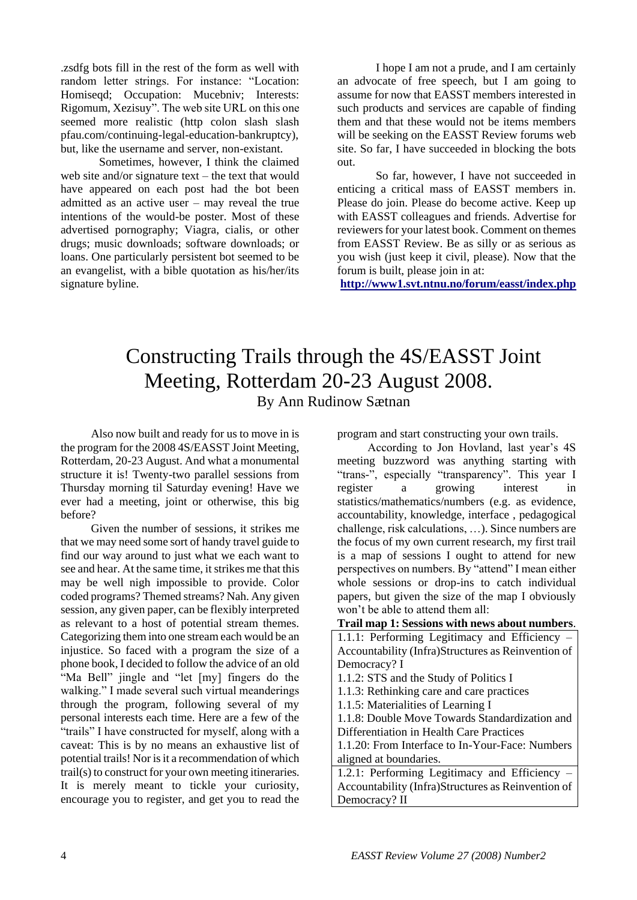.zsdfg bots fill in the rest of the form as well with random letter strings. For instance: “Location: Homiseqd; Occupation: Mucebniv; Interests: Rigomum, Xezisuy”. The web site URL on this one seemed more realistic (http colon slash slash pfau.com/continuing-legal-education-bankruptcy), but, like the username and server, non-existant.

Sometimes, however, I think the claimed web site and/or signature text – the text that would have appeared on each post had the bot been admitted as an active user – may reveal the true intentions of the would-be poster. Most of these advertised pornography; Viagra, cialis, or other drugs; music downloads; software downloads; or loans. One particularly persistent bot seemed to be an evangelist, with a bible quotation as his/her/its signature byline.

I hope I am not a prude, and I am certainly an advocate of free speech, but I am going to assume for now that EASST members interested in such products and services are capable of finding them and that these would not be items members will be seeking on the EASST Review forums web site. So far, I have succeeded in blocking the bots out.

So far, however, I have not succeeded in enticing a critical mass of EASST members in. Please do join. Please do become active. Keep up with EASST colleagues and friends. Advertise for reviewers for your latest book. Comment on themes from EASST Review. Be as silly or as serious as you wish (just keep it civil, please). Now that the forum is built, please join in at:

**http://www1.svt.ntnu.no/forum/easst/index.php**

# Constructing Trails through the 4S/EASST Joint Meeting, Rotterdam 20-23 August 2008.

By Ann Rudinow Sætnan

Also now built and ready for us to move in is the program for the 2008 4S/EASST Joint Meeting, Rotterdam, 20-23 August. And what a monumental structure it is! Twenty-two parallel sessions from Thursday morning til Saturday evening! Have we ever had a meeting, joint or otherwise, this big before?

Given the number of sessions, it strikes me that we may need some sort of handy travel guide to find our way around to just what we each want to see and hear. At the same time, it strikes me that this may be well nigh impossible to provide. Color coded programs? Themed streams? Nah. Any given session, any given paper, can be flexibly interpreted as relevant to a host of potential stream themes. Categorizing them into one stream each would be an injustice. So faced with a program the size of a phone book, I decided to follow the advice of an old “Ma Bell” jingle and “let [my] fingers do the walking.” I made several such virtual meanderings through the program, following several of my personal interests each time. Here are a few of the “trails” I have constructed for myself, along with a caveat: This is by no means an exhaustive list of potential trails! Nor is it a recommendation of which trail(s) to construct for your own meeting itineraries. It is merely meant to tickle your curiosity, encourage you to register, and get you to read the program and start constructing your own trails.

According to Jon Hovland, last year’s 4S meeting buzzword was anything starting with “trans-”, especially “transparency”. This year I register a growing interest in statistics/mathematics/numbers (e.g. as evidence, accountability, knowledge, interface , pedagogical challenge, risk calculations, …). Since numbers are the focus of my own current research, my first trail is a map of sessions I ought to attend for new perspectives on numbers. By “attend” I mean either whole sessions or drop-ins to catch individual papers, but given the size of the map I obviously won’t be able to attend them all:

**Trail map 1: Sessions with news about numbers**.

| |
|---|
| 1.1.1: Performing Legitimacy and Efficiency – Accountability (Infra)Structures as Reinvention of Democracy? I<br>1.1.2: STS and the Study of Politics I<br>1.1.3: Rethinking care and care practices<br>1.1.5: Materialities of Learning I<br>1.1.8: Double Move Towards Standardization and Differentiation in Health Care Practices<br>1.1.20: From Interface to In-Your-Face: Numbers aligned at boundaries. |
| 1.2.1: Performing Legitimacy and Efficiency – Accountability (Infra)Structures as Reinvention of Democracy? II |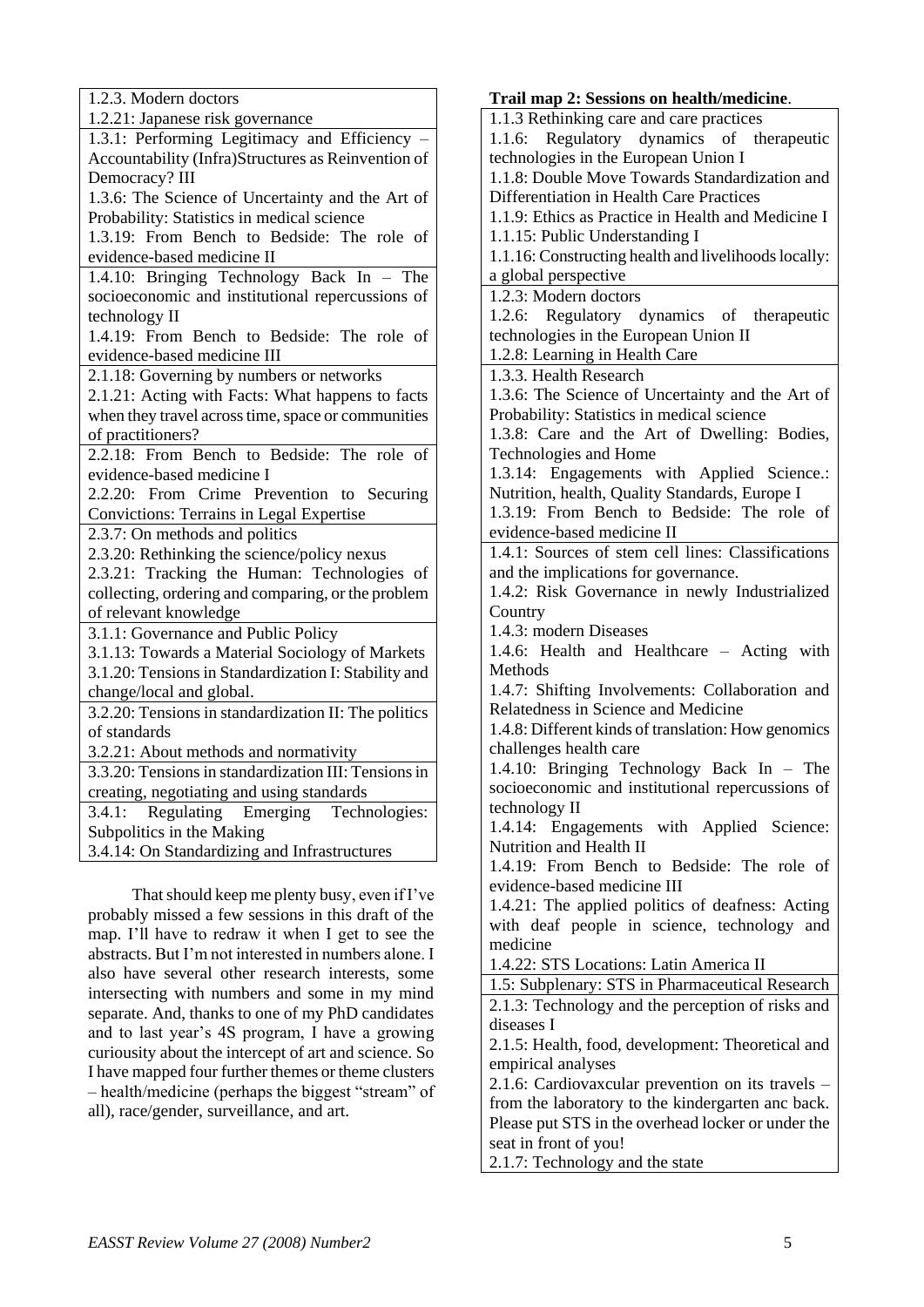| |
|---|
| 1.2.3. Modern doctors<br>1.2.21: Japanese risk governance |
| 1.3.1: Performing Legitimacy and Efficiency – Accountability (Infra)Structures as Reinvention of Democracy? III<br>1.3.6: The Science of Uncertainty and the Art of Probability: Statistics in medical science<br>1.3.19: From Bench to Bedside: The role of evidence-based medicine II |
| 1.4.10: Bringing Technology Back In – The socioeconomic and institutional repercussions of technology II<br>1.4.19: From Bench to Bedside: The role of evidence-based medicine III |
| 2.1.18: Governing by numbers or networks<br>2.1.21: Acting with Facts: What happens to facts when they travel across time, space or communities of practitioners? |
| 2.2.18: From Bench to Bedside: The role of evidence-based medicine I<br>2.2.20: From Crime Prevention to Securing Convictions: Terrains in Legal Expertise |
| 2.3.7: On methods and politics<br>2.3.20: Rethinking the science/policy nexus<br>2.3.21: Tracking the Human: Technologies of collecting, ordering and comparing, or the problem of relevant knowledge |
| 3.1.1: Governance and Public Policy<br>3.1.13: Towards a Material Sociology of Markets<br>3.1.20: Tensions in Standardization I: Stability and change/local and global. |
| 3.2.20: Tensions in standardization II: The politics of standards<br>3.2.21: About methods and normativity |
| 3.3.20: Tensions in standardization III: Tensions in creating, negotiating and using standards |
| 3.4.1: Regulating Emerging Technologies: Subpolitics in the Making<br>3.4.14: On Standardizing and Infrastructures |

That should keep me plenty busy, even if I've probably missed a few sessions in this draft of the map. I'll have to redraw it when I get to see the abstracts. But I'm not interested in numbers alone. I also have several other research interests, some intersecting with numbers and some in my mind separate. And, thanks to one of my PhD candidates and to last year's 4S program, I have a growing curiousity about the intercept of art and science. So I have mapped four further themes or theme clusters – health/medicine (perhaps the biggest "stream" of all), race/gender, surveillance, and art.

**Trail map 2: Sessions on health/medicine**.

| |
|---|
| 1.1.3 Rethinking care and care practices<br>1.1.6: Regulatory dynamics of therapeutic technologies in the European Union I<br>1.1.8: Double Move Towards Standardization and Differentiation in Health Care Practices<br>1.1.9: Ethics as Practice in Health and Medicine I<br>1.1.15: Public Understanding I<br>1.1.16: Constructing health and livelihoods locally: a global perspective |
| 1.2.3: Modern doctors<br>1.2.6: Regulatory dynamics of therapeutic technologies in the European Union II<br>1.2.8: Learning in Health Care |
| 1.3.3. Health Research<br>1.3.6: The Science of Uncertainty and the Art of Probability: Statistics in medical science<br>1.3.8: Care and the Art of Dwelling: Bodies, Technologies and Home<br>1.3.14: Engagements with Applied Science.: Nutrition, health, Quality Standards, Europe I<br>1.3.19: From Bench to Bedside: The role of evidence-based medicine II |
| 1.4.1: Sources of stem cell lines: Classifications and the implications for governance.<br>1.4.2: Risk Governance in newly Industrialized Country<br>1.4.3: modern Diseases<br>1.4.6: Health and Healthcare – Acting with Methods<br>1.4.7: Shifting Involvements: Collaboration and Relatedness in Science and Medicine<br>1.4.8: Different kinds of translation: How genomics challenges health care<br>1.4.10: Bringing Technology Back In – The socioeconomic and institutional repercussions of technology II<br>1.4.14: Engagements with Applied Science: Nutrition and Health II<br>1.4.19: From Bench to Bedside: The role of evidence-based medicine III<br>1.4.21: The applied politics of deafness: Acting with deaf people in science, technology and medicine<br>1.4.22: STS Locations: Latin America II |
| 1.5: Subplenary: STS in Pharmaceutical Research |
| 2.1.3: Technology and the perception of risks and diseases I<br>2.1.5: Health, food, development: Theoretical and empirical analyses<br>2.1.6: Cardiovaxcular prevention on its travels – from the laboratory to the kindergarten anc back. Please put STS in the overhead locker or under the seat in front of you!<br>2.1.7: Technology and the state |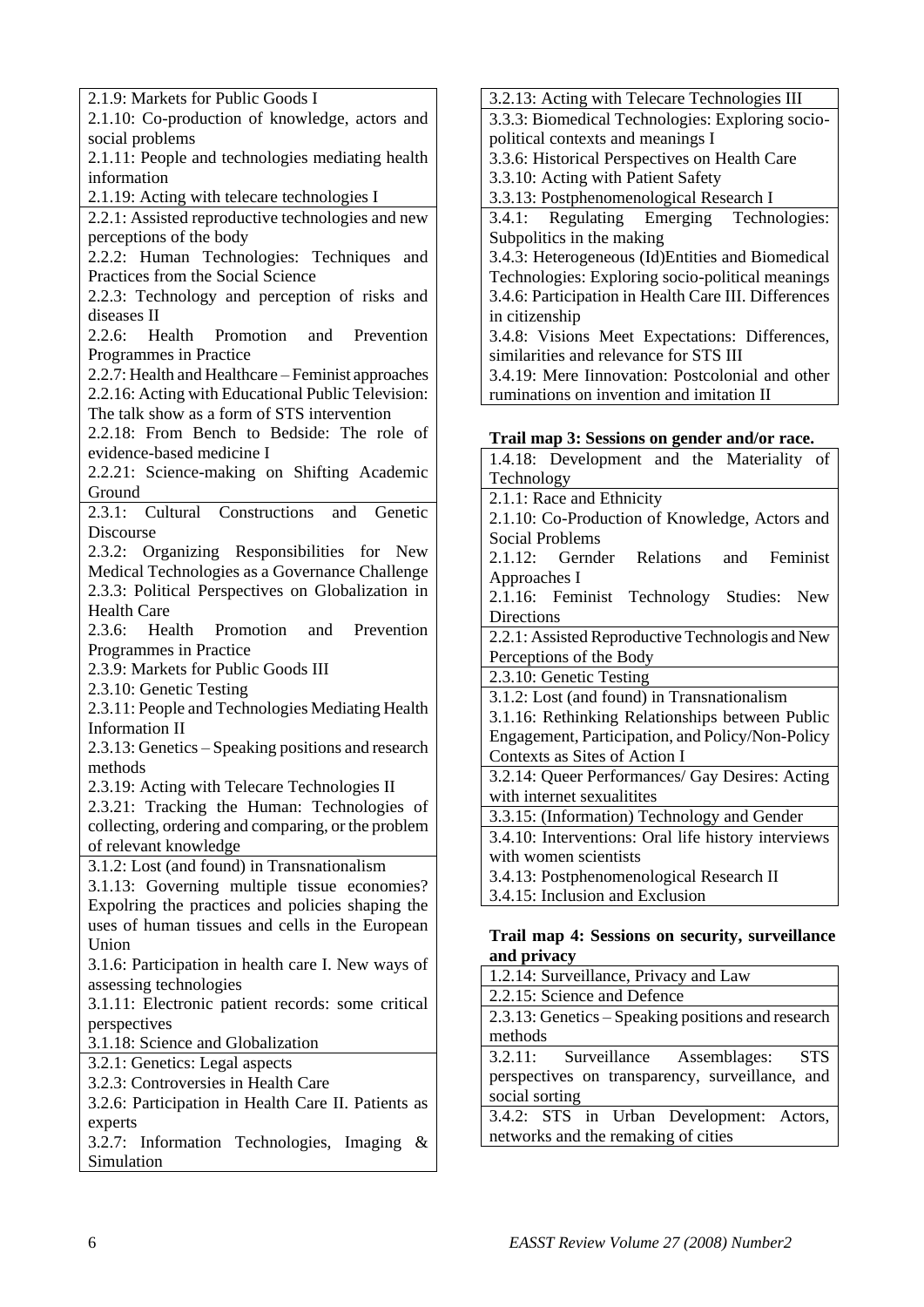2.1.9: Markets for Public Goods I
2.1.10: Co-production of knowledge, actors and social problems
2.1.11: People and technologies mediating health information
2.1.19: Acting with telecare technologies I

2.2.1: Assisted reproductive technologies and new perceptions of the body
2.2.2: Human Technologies: Techniques and Practices from the Social Science
2.2.3: Technology and perception of risks and diseases II
2.2.6: Health Promotion and Prevention Programmes in Practice
2.2.7: Health and Healthcare – Feminist approaches
2.2.16: Acting with Educational Public Television: The talk show as a form of STS intervention
2.2.18: From Bench to Bedside: The role of evidence-based medicine I
2.2.21: Science-making on Shifting Academic Ground

2.3.1: Cultural Constructions and Genetic Discourse
2.3.2: Organizing Responsibilities for New Medical Technologies as a Governance Challenge
2.3.3: Political Perspectives on Globalization in Health Care
2.3.6: Health Promotion and Prevention Programmes in Practice
2.3.9: Markets for Public Goods III
2.3.10: Genetic Testing
2.3.11: People and Technologies Mediating Health Information II
2.3.13: Genetics – Speaking positions and research methods
2.3.19: Acting with Telecare Technologies II
2.3.21: Tracking the Human: Technologies of collecting, ordering and comparing, or the problem of relevant knowledge

3.1.2: Lost (and found) in Transnationalism
3.1.13: Governing multiple tissue economies? Expolring the practices and policies shaping the uses of human tissues and cells in the European Union
3.1.6: Participation in health care I. New ways of assessing technologies
3.1.11: Electronic patient records: some critical perspectives
3.1.18: Science and Globalization

3.2.1: Genetics: Legal aspects
3.2.3: Controversies in Health Care
3.2.6: Participation in Health Care II. Patients as experts
3.2.7: Information Technologies, Imaging & Simulation
3.2.13: Acting with Telecare Technologies III

3.3.3: Biomedical Technologies: Exploring socio-political contexts and meanings I
3.3.6: Historical Perspectives on Health Care
3.3.10: Acting with Patient Safety
3.3.13: Postphenomenological Research I

3.4.1: Regulating Emerging Technologies: Subpolitics in the making
3.4.3: Heterogeneous (Id)Entities and Biomedical Technologies: Exploring socio-political meanings
3.4.6: Participation in Health Care III. Differences in citizenship
3.4.8: Visions Meet Expectations: Differences, similarities and relevance for STS III
3.4.19: Mere Iinnovation: Postcolonial and other ruminations on invention and imitation II

**Trail map 3: Sessions on gender and/or race.**

1.4.18: Development and the Materiality of Technology

2.1.1: Race and Ethnicity
2.1.10: Co-Production of Knowledge, Actors and Social Problems
2.1.12: Gernder Relations and Feminist Approaches I
2.1.16: Feminist Technology Studies: New Directions

2.2.1: Assisted Reproductive Technologis and New Perceptions of the Body

2.3.10: Genetic Testing

3.1.2: Lost (and found) in Transnationalism
3.1.16: Rethinking Relationships between Public Engagement, Participation, and Policy/Non-Policy Contexts as Sites of Action I

3.2.14: Queer Performances/ Gay Desires: Acting with internet sexualitites

3.3.15: (Information) Technology and Gender

3.4.10: Interventions: Oral life history interviews with women scientists
3.4.13: Postphenomenological Research II
3.4.15: Inclusion and Exclusion

**Trail map 4: Sessions on security, surveillance and privacy**

1.2.14: Surveillance, Privacy and Law

2.2.15: Science and Defence

2.3.13: Genetics – Speaking positions and research methods

3.2.11: Surveillance Assemblages: STS perspectives on transparency, surveillance, and social sorting

3.4.2: STS in Urban Development: Actors, networks and the remaking of cities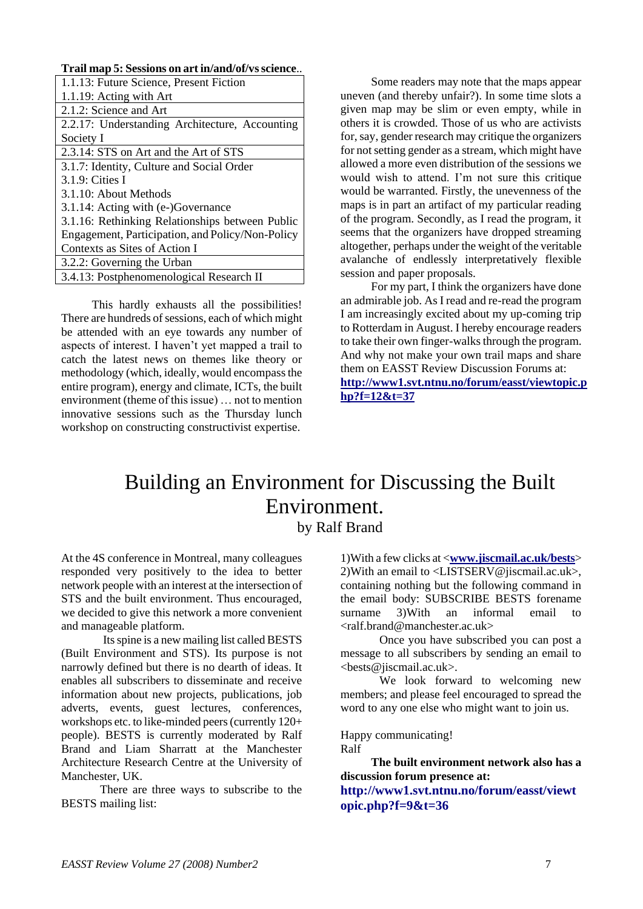**Trail map 5: Sessions on art in/and/of/vs science**..

| |
|---|
| 1.1.13: Future Science, Present Fiction<br>1.1.19: Acting with Art |
| 2.1.2: Science and Art |
| 2.2.17: Understanding Architecture, Accounting Society I |
| 2.3.14: STS on Art and the Art of STS |
| 3.1.7: Identity, Culture and Social Order<br>3.1.9: Cities I<br>3.1.10: About Methods<br>3.1.14: Acting with (e-)Governance<br>3.1.16: Rethinking Relationships between Public Engagement, Participation, and Policy/Non-Policy Contexts as Sites of Action I |
| 3.2.2: Governing the Urban |
| 3.4.13: Postphenomenological Research II |

This hardly exhausts all the possibilities! There are hundreds of sessions, each of which might be attended with an eye towards any number of aspects of interest. I haven't yet mapped a trail to catch the latest news on themes like theory or methodology (which, ideally, would encompass the entire program), energy and climate, ICTs, the built environment (theme of this issue) … not to mention innovative sessions such as the Thursday lunch workshop on constructing constructivist expertise.

Some readers may note that the maps appear uneven (and thereby unfair?). In some time slots a given map may be slim or even empty, while in others it is crowded. Those of us who are activists for, say, gender research may critique the organizers for not setting gender as a stream, which might have allowed a more even distribution of the sessions we would wish to attend. I'm not sure this critique would be warranted. Firstly, the unevenness of the maps is in part an artifact of my particular reading of the program. Secondly, as I read the program, it seems that the organizers have dropped streaming altogether, perhaps under the weight of the veritable avalanche of endlessly interpretatively flexible session and paper proposals.

For my part, I think the organizers have done an admirable job. As I read and re-read the program I am increasingly excited about my up-coming trip to Rotterdam in August. I hereby encourage readers to take their own finger-walks through the program. And why not make your own trail maps and share them on EASST Review Discussion Forums at: **http://www1.svt.ntnu.no/forum/easst/viewtopic.php?f=12&t=37**

# Building an Environment for Discussing the Built Environment.

by Ralf Brand

At the 4S conference in Montreal, many colleagues responded very positively to the idea to better network people with an interest at the intersection of STS and the built environment. Thus encouraged, we decided to give this network a more convenient and manageable platform.

Its spine is a new mailing list called BESTS (Built Environment and STS). Its purpose is not narrowly defined but there is no dearth of ideas. It enables all subscribers to disseminate and receive information about new projects, publications, job adverts, events, guest lectures, conferences, workshops etc. to like-minded peers (currently 120+ people). BESTS is currently moderated by Ralf Brand and Liam Sharratt at the Manchester Architecture Research Centre at the University of Manchester, UK.

There are three ways to subscribe to the BESTS mailing list:

1)With a few clicks at <**www.jiscmail.ac.uk/bests**>
2)With an email to <LISTSERV@jiscmail.ac.uk>, containing nothing but the following command in the email body: SUBSCRIBE BESTS forename surname 3)With an informal email to <ralf.brand@manchester.ac.uk>

Once you have subscribed you can post a message to all subscribers by sending an email to <bests@jiscmail.ac.uk>.

We look forward to welcoming new members; and please feel encouraged to spread the word to any one else who might want to join us.

Happy communicating!
Ralf

**The built environment network also has a discussion forum presence at:**
**http://www1.svt.ntnu.no/forum/easst/viewtopic.php?f=9&t=36**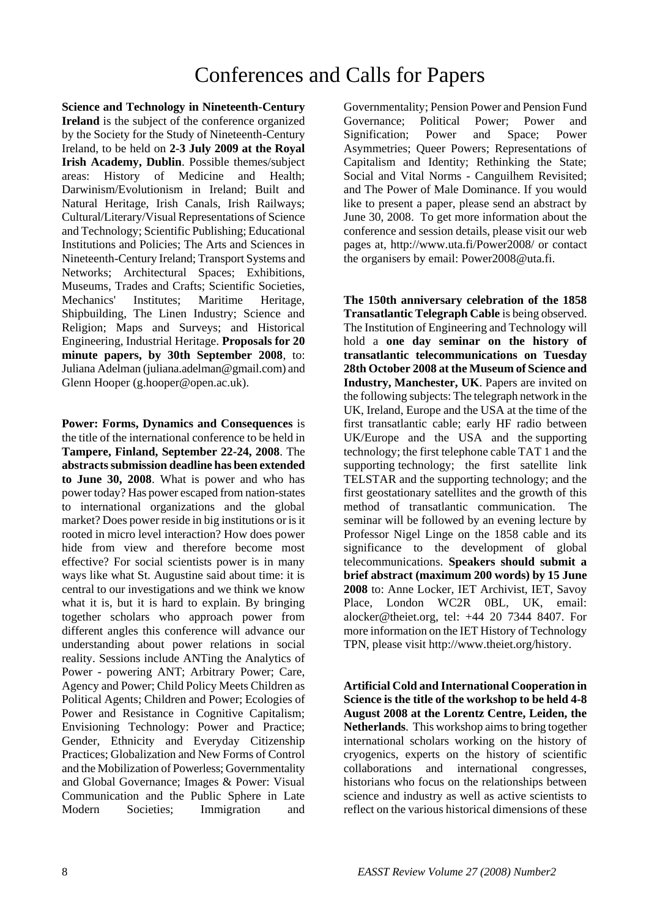# Conferences and Calls for Papers

**Science and Technology in Nineteenth-Century Ireland** is the subject of the conference organized by the Society for the Study of Nineteenth-Century Ireland, to be held on **2-3 July 2009 at the Royal Irish Academy, Dublin**. Possible themes/subject areas: History of Medicine and Health; Darwinism/Evolutionism in Ireland; Built and Natural Heritage, Irish Canals, Irish Railways; Cultural/Literary/Visual Representations of Science and Technology; Scientific Publishing; Educational Institutions and Policies; The Arts and Sciences in Nineteenth-Century Ireland; Transport Systems and Networks; Architectural Spaces; Exhibitions, Museums, Trades and Crafts; Scientific Societies, Mechanics' Institutes; Maritime Heritage, Shipbuilding, The Linen Industry; Science and Religion; Maps and Surveys; and Historical Engineering, Industrial Heritage. **Proposals for 20 minute papers, by 30th September 2008**, to: Juliana Adelman (juliana.adelman@gmail.com) and Glenn Hooper (g.hooper@open.ac.uk).

**Power: Forms, Dynamics and Consequences** is the title of the international conference to be held in **Tampere, Finland, September 22-24, 2008**. The **abstracts submission deadline has been extended to June 30, 2008**. What is power and who has power today? Has power escaped from nation-states to international organizations and the global market? Does power reside in big institutions or is it rooted in micro level interaction? How does power hide from view and therefore become most effective? For social scientists power is in many ways like what St. Augustine said about time: it is central to our investigations and we think we know what it is, but it is hard to explain. By bringing together scholars who approach power from different angles this conference will advance our understanding about power relations in social reality. Sessions include ANTing the Analytics of Power - powering ANT; Arbitrary Power; Care, Agency and Power; Child Policy Meets Children as Political Agents; Children and Power; Ecologies of Power and Resistance in Cognitive Capitalism; Envisioning Technology: Power and Practice; Gender, Ethnicity and Everyday Citizenship Practices; Globalization and New Forms of Control and the Mobilization of Powerless; Governmentality and Global Governance; Images & Power: Visual Communication and the Public Sphere in Late Modern Societies; Immigration and Governmentality; Pension Power and Pension Fund Governance; Political Power; Power and Signification; Power and Space; Power Asymmetries; Queer Powers; Representations of Capitalism and Identity; Rethinking the State; Social and Vital Norms - Canguilhem Revisited; and The Power of Male Dominance. If you would like to present a paper, please send an abstract by June 30, 2008. To get more information about the conference and session details, please visit our web pages at, http://www.uta.fi/Power2008/ or contact the organisers by email: Power2008@uta.fi.

**The 150th anniversary celebration of the 1858 Transatlantic Telegraph Cable** is being observed. The Institution of Engineering and Technology will hold a **one day seminar on the history of transatlantic telecommunications on Tuesday 28th October 2008 at the Museum of Science and Industry, Manchester, UK**. Papers are invited on the following subjects: The telegraph network in the UK, Ireland, Europe and the USA at the time of the first transatlantic cable; early HF radio between UK/Europe and the USA and the supporting technology; the first telephone cable TAT 1 and the supporting technology; the first satellite link TELSTAR and the supporting technology; and the first geostationary satellites and the growth of this method of transatlantic communication. The seminar will be followed by an evening lecture by Professor Nigel Linge on the 1858 cable and its significance to the development of global telecommunications. **Speakers should submit a brief abstract (maximum 200 words) by 15 June 2008** to: Anne Locker, IET Archivist, IET, Savoy Place, London WC2R 0BL, UK, email: alocker@theiet.org, tel: +44 20 7344 8407. For more information on the IET History of Technology TPN, please visit http://www.theiet.org/history.

**Artificial Cold and International Cooperation in Science is the title of the workshop to be held 4-8 August 2008 at the Lorentz Centre, Leiden, the Netherlands**. This workshop aims to bring together international scholars working on the history of cryogenics, experts on the history of scientific collaborations and international congresses, historians who focus on the relationships between science and industry as well as active scientists to reflect on the various historical dimensions of these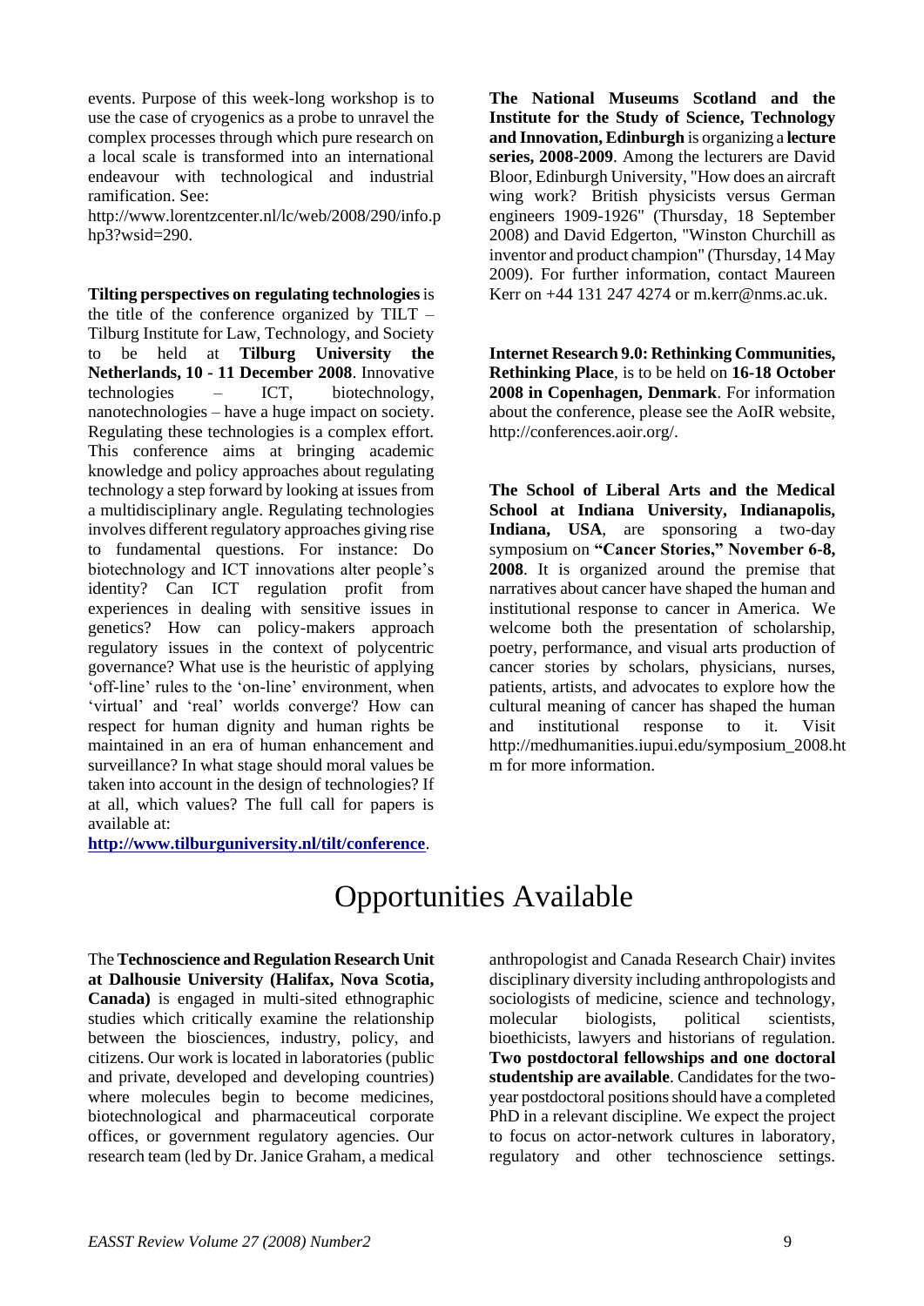events. Purpose of this week-long workshop is to use the case of cryogenics as a probe to unravel the complex processes through which pure research on a local scale is transformed into an international endeavour with technological and industrial ramification. See: http://www.lorentzcenter.nl/lc/web/2008/290/info.php3?wsid=290.

**Tilting perspectives on regulating technologies** is the title of the conference organized by TILT – Tilburg Institute for Law, Technology, and Society to be held at **Tilburg University the Netherlands, 10 - 11 December 2008**. Innovative technologies – ICT, biotechnology, nanotechnologies – have a huge impact on society. Regulating these technologies is a complex effort. This conference aims at bringing academic knowledge and policy approaches about regulating technology a step forward by looking at issues from a multidisciplinary angle. Regulating technologies involves different regulatory approaches giving rise to fundamental questions. For instance: Do biotechnology and ICT innovations alter people's identity? Can ICT regulation profit from experiences in dealing with sensitive issues in genetics? How can policy-makers approach regulatory issues in the context of polycentric governance? What use is the heuristic of applying 'off-line' rules to the 'on-line' environment, when 'virtual' and 'real' worlds converge? How can respect for human dignity and human rights be maintained in an era of human enhancement and surveillance? In what stage should moral values be taken into account in the design of technologies? If at all, which values? The full call for papers is available at: **http://www.tilburguniversity.nl/tilt/conference**.

**The National Museums Scotland and the Institute for the Study of Science, Technology and Innovation, Edinburgh** is organizing a **lecture series, 2008-2009**. Among the lecturers are David Bloor, Edinburgh University, "How does an aircraft wing work? British physicists versus German engineers 1909-1926" (Thursday, 18 September 2008) and David Edgerton, "Winston Churchill as inventor and product champion" (Thursday, 14 May 2009). For further information, contact Maureen Kerr on +44 131 247 4274 or m.kerr@nms.ac.uk.

**Internet Research 9.0: Rethinking Communities, Rethinking Place**, is to be held on **16-18 October 2008 in Copenhagen, Denmark**. For information about the conference, please see the AoIR website, http://conferences.aoir.org/.

**The School of Liberal Arts and the Medical School at Indiana University, Indianapolis, Indiana, USA**, are sponsoring a two-day symposium on **"Cancer Stories," November 6-8, 2008**. It is organized around the premise that narratives about cancer have shaped the human and institutional response to cancer in America. We welcome both the presentation of scholarship, poetry, performance, and visual arts production of cancer stories by scholars, physicians, nurses, patients, artists, and advocates to explore how the cultural meaning of cancer has shaped the human and institutional response to it. Visit http://medhumanities.iupui.edu/symposium_2008.htm for more information.

# Opportunities Available

The **Technoscience and Regulation Research Unit at Dalhousie University (Halifax, Nova Scotia, Canada)** is engaged in multi-sited ethnographic studies which critically examine the relationship between the biosciences, industry, policy, and citizens. Our work is located in laboratories (public and private, developed and developing countries) where molecules begin to become medicines, biotechnological and pharmaceutical corporate offices, or government regulatory agencies. Our research team (led by Dr. Janice Graham, a medical anthropologist and Canada Research Chair) invites disciplinary diversity including anthropologists and sociologists of medicine, science and technology, molecular biologists, political scientists, bioethicists, lawyers and historians of regulation. **Two postdoctoral fellowships and one doctoral studentship are available**. Candidates for the two-year postdoctoral positions should have a completed PhD in a relevant discipline. We expect the project to focus on actor-network cultures in laboratory, regulatory and other technoscience settings.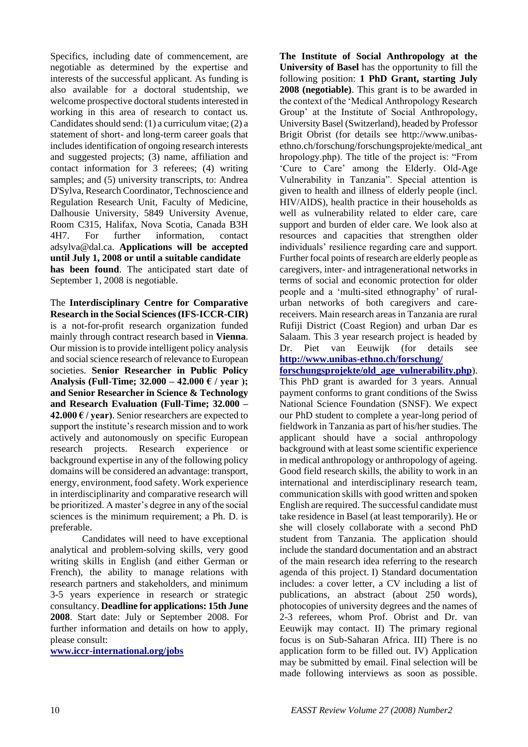Specifics, including date of commencement, are negotiable as determined by the expertise and interests of the successful applicant. As funding is also available for a doctoral studentship, we welcome prospective doctoral students interested in working in this area of research to contact us. Candidates should send: (1) a curriculum vitae; (2) a statement of short- and long-term career goals that includes identification of ongoing research interests and suggested projects; (3) name, affiliation and contact information for 3 referees; (4) writing samples; and (5) university transcripts, to: Andrea D'Sylva, Research Coordinator, Technoscience and Regulation Research Unit, Faculty of Medicine, Dalhousie University, 5849 University Avenue, Room C315, Halifax, Nova Scotia, Canada B3H 4H7. For further information, contact adsylva@dal.ca. **Applications will be accepted until July 1, 2008 or until a suitable candidate has been found**. The anticipated start date of September 1, 2008 is negotiable.

The **Interdisciplinary Centre for Comparative Research in the Social Sciences (IFS-ICCR-CIR)** is a not-for-profit research organization funded mainly through contract research based in **Vienna**. Our mission is to provide intelligent policy analysis and social science research of relevance to European societies. **Senior Researcher in Public Policy Analysis (Full-Time; 32.000 – 42.000 € / year ); and Senior Researcher in Science & Technology and Research Evaluation (Full-Time; 32.000 – 42.000 € / year)**. Senior researchers are expected to support the institute's research mission and to work actively and autonomously on specific European research projects. Research experience or background expertise in any of the following policy domains will be considered an advantage: transport, energy, environment, food safety. Work experience in interdisciplinarity and comparative research will be prioritized. A master's degree in any of the social sciences is the minimum requirement; a Ph. D. is preferable.

Candidates will need to have exceptional analytical and problem-solving skills, very good writing skills in English (and either German or French), the ability to manage relations with research partners and stakeholders, and minimum 3-5 years experience in research or strategic consultancy. **Deadline for applications: 15th June 2008**. Start date: July or September 2008. For further information and details on how to apply, please consult:
**www.iccr-international.org/jobs**

**The Institute of Social Anthropology at the University of Basel** has the opportunity to fill the following position: **1 PhD Grant, starting July 2008 (negotiable)**. This grant is to be awarded in the context of the 'Medical Anthropology Research Group' at the Institute of Social Anthropology, University Basel (Switzerland), headed by Professor Brigit Obrist (for details see http://www.unibas-ethno.ch/forschung/forschungsprojekte/medical_anthropology.php). The title of the project is: "From 'Cure to Care' among the Elderly. Old-Age Vulnerability in Tanzania". Special attention is given to health and illness of elderly people (incl. HIV/AIDS), health practice in their households as well as vulnerability related to elder care, care support and burden of elder care. We look also at resources and capacities that strengthen older individuals' resilience regarding care and support. Further focal points of research are elderly people as caregivers, inter- and intragenerational networks in terms of social and economic protection for older people and a 'multi-sited ethnography' of rural-urban networks of both caregivers and care-receivers. Main research areas in Tanzania are rural Rufiji District (Coast Region) and urban Dar es Salaam. This 3 year research project is headed by Dr. Piet van Eeuwijk (for details see **http://www.unibas-ethno.ch/forschung/forschungsprojekte/old_age_vulnerability.php**). This PhD grant is awarded for 3 years. Annual payment conforms to grant conditions of the Swiss National Science Foundation (SNSF). We expect our PhD student to complete a year-long period of fieldwork in Tanzania as part of his/her studies. The applicant should have a social anthropology background with at least some scientific experience in medical anthropology or anthropology of ageing. Good field research skills, the ability to work in an international and interdisciplinary research team, communication skills with good written and spoken English are required. The successful candidate must take residence in Basel (at least temporarily). He or she will closely collaborate with a second PhD student from Tanzania. The application should include the standard documentation and an abstract of the main research idea referring to the research agenda of this project. I) Standard documentation includes: a cover letter, a CV including a list of publications, an abstract (about 250 words), photocopies of university degrees and the names of 2-3 referees, whom Prof. Obrist and Dr. van Eeuwijk may contact. II) The primary regional focus is on Sub-Saharan Africa. III) There is no application form to be filled out. IV) Application may be submitted by email. Final selection will be made following interviews as soon as possible.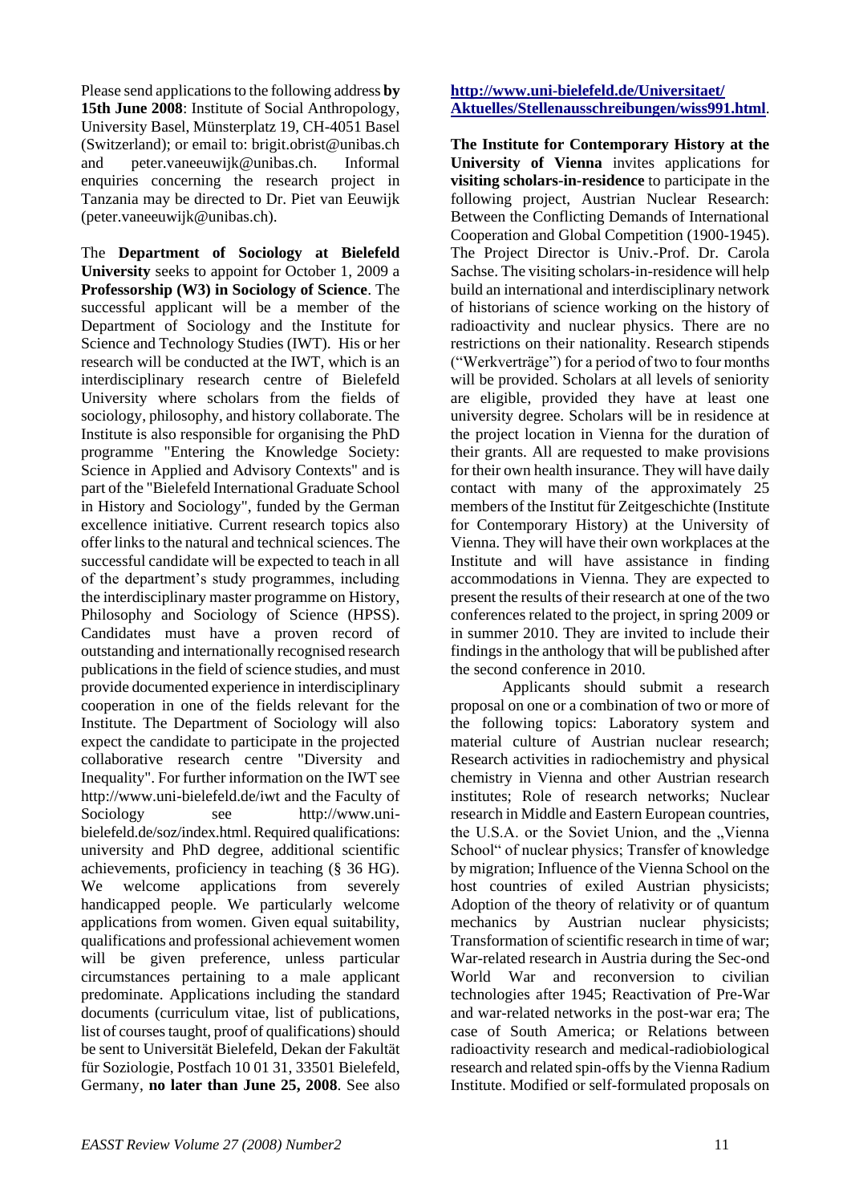Please send applications to the following address **by 15th June 2008**: Institute of Social Anthropology, University Basel, Münsterplatz 19, CH-4051 Basel (Switzerland); or email to: brigit.obrist@unibas.ch and peter.vaneeuwijk@unibas.ch. Informal enquiries concerning the research project in Tanzania may be directed to Dr. Piet van Eeuwijk (peter.vaneeuwijk@unibas.ch).

The **Department of Sociology at Bielefeld University** seeks to appoint for October 1, 2009 a **Professorship (W3) in Sociology of Science**. The successful applicant will be a member of the Department of Sociology and the Institute for Science and Technology Studies (IWT). His or her research will be conducted at the IWT, which is an interdisciplinary research centre of Bielefeld University where scholars from the fields of sociology, philosophy, and history collaborate. The Institute is also responsible for organising the PhD programme "Entering the Knowledge Society: Science in Applied and Advisory Contexts" and is part of the "Bielefeld International Graduate School in History and Sociology", funded by the German excellence initiative. Current research topics also offer links to the natural and technical sciences. The successful candidate will be expected to teach in all of the department's study programmes, including the interdisciplinary master programme on History, Philosophy and Sociology of Science (HPSS). Candidates must have a proven record of outstanding and internationally recognised research publications in the field of science studies, and must provide documented experience in interdisciplinary cooperation in one of the fields relevant for the Institute. The Department of Sociology will also expect the candidate to participate in the projected collaborative research centre "Diversity and Inequality". For further information on the IWT see http://www.uni-bielefeld.de/iwt and the Faculty of Sociology see http://www.uni-bielefeld.de/soz/index.html. Required qualifications: university and PhD degree, additional scientific achievements, proficiency in teaching (§ 36 HG). We welcome applications from severely handicapped people. We particularly welcome applications from women. Given equal suitability, qualifications and professional achievement women will be given preference, unless particular circumstances pertaining to a male applicant predominate. Applications including the standard documents (curriculum vitae, list of publications, list of courses taught, proof of qualifications) should be sent to Universität Bielefeld, Dekan der Fakultät für Soziologie, Postfach 10 01 31, 33501 Bielefeld, Germany, **no later than June 25, 2008**. See also **http://www.uni-bielefeld.de/Universitaet/Aktuelles/Stellenausschreibungen/wiss991.html**.

**The Institute for Contemporary History at the University of Vienna** invites applications for **visiting scholars-in-residence** to participate in the following project, Austrian Nuclear Research: Between the Conflicting Demands of International Cooperation and Global Competition (1900-1945). The Project Director is Univ.-Prof. Dr. Carola Sachse. The visiting scholars-in-residence will help build an international and interdisciplinary network of historians of science working on the history of radioactivity and nuclear physics. There are no restrictions on their nationality. Research stipends ("Werkverträge") for a period of two to four months will be provided. Scholars at all levels of seniority are eligible, provided they have at least one university degree. Scholars will be in residence at the project location in Vienna for the duration of their grants. All are requested to make provisions for their own health insurance. They will have daily contact with many of the approximately 25 members of the Institut für Zeitgeschichte (Institute for Contemporary History) at the University of Vienna. They will have their own workplaces at the Institute and will have assistance in finding accommodations in Vienna. They are expected to present the results of their research at one of the two conferences related to the project, in spring 2009 or in summer 2010. They are invited to include their findings in the anthology that will be published after the second conference in 2010.

Applicants should submit a research proposal on one or a combination of two or more of the following topics: Laboratory system and material culture of Austrian nuclear research; Research activities in radiochemistry and physical chemistry in Vienna and other Austrian research institutes; Role of research networks; Nuclear research in Middle and Eastern European countries, the U.S.A. or the Soviet Union, and the „Vienna School" of nuclear physics; Transfer of knowledge by migration; Influence of the Vienna School on the host countries of exiled Austrian physicists; Adoption of the theory of relativity or of quantum mechanics by Austrian nuclear physicists; Transformation of scientific research in time of war; War-related research in Austria during the Sec-ond World War and reconversion to civilian technologies after 1945; Reactivation of Pre-War and war-related networks in the post-war era; The case of South America; or Relations between radioactivity research and medical-radiobiological research and related spin-offs by the Vienna Radium Institute. Modified or self-formulated proposals on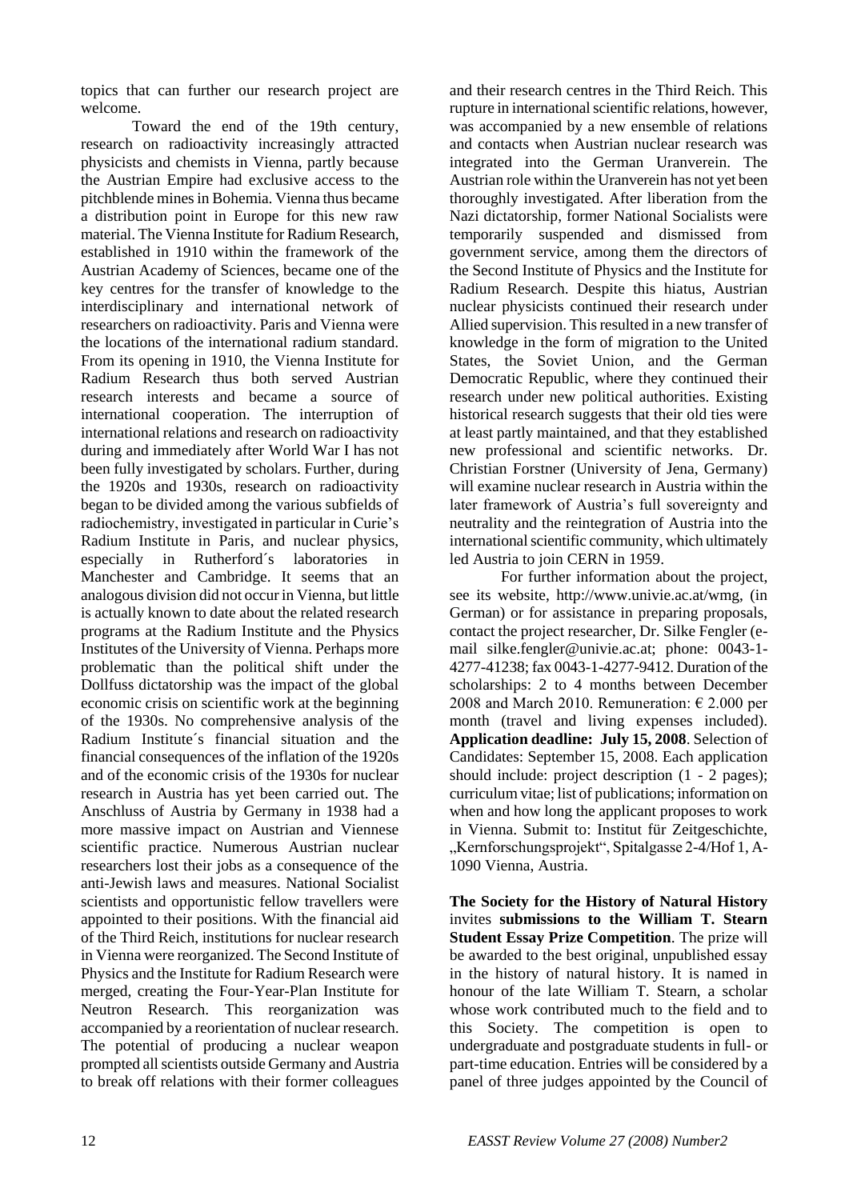topics that can further our research project are welcome.

Toward the end of the 19th century, research on radioactivity increasingly attracted physicists and chemists in Vienna, partly because the Austrian Empire had exclusive access to the pitchblende mines in Bohemia. Vienna thus became a distribution point in Europe for this new raw material. The Vienna Institute for Radium Research, established in 1910 within the framework of the Austrian Academy of Sciences, became one of the key centres for the transfer of knowledge to the interdisciplinary and international network of researchers on radioactivity. Paris and Vienna were the locations of the international radium standard. From its opening in 1910, the Vienna Institute for Radium Research thus both served Austrian research interests and became a source of international cooperation. The interruption of international relations and research on radioactivity during and immediately after World War I has not been fully investigated by scholars. Further, during the 1920s and 1930s, research on radioactivity began to be divided among the various subfields of radiochemistry, investigated in particular in Curie's Radium Institute in Paris, and nuclear physics, especially in Rutherford´s laboratories in Manchester and Cambridge. It seems that an analogous division did not occur in Vienna, but little is actually known to date about the related research programs at the Radium Institute and the Physics Institutes of the University of Vienna. Perhaps more problematic than the political shift under the Dollfuss dictatorship was the impact of the global economic crisis on scientific work at the beginning of the 1930s. No comprehensive analysis of the Radium Institute´s financial situation and the financial consequences of the inflation of the 1920s and of the economic crisis of the 1930s for nuclear research in Austria has yet been carried out. The Anschluss of Austria by Germany in 1938 had a more massive impact on Austrian and Viennese scientific practice. Numerous Austrian nuclear researchers lost their jobs as a consequence of the anti-Jewish laws and measures. National Socialist scientists and opportunistic fellow travellers were appointed to their positions. With the financial aid of the Third Reich, institutions for nuclear research in Vienna were reorganized. The Second Institute of Physics and the Institute for Radium Research were merged, creating the Four-Year-Plan Institute for Neutron Research. This reorganization was accompanied by a reorientation of nuclear research. The potential of producing a nuclear weapon prompted all scientists outside Germany and Austria to break off relations with their former colleagues and their research centres in the Third Reich. This rupture in international scientific relations, however, was accompanied by a new ensemble of relations and contacts when Austrian nuclear research was integrated into the German Uranverein. The Austrian role within the Uranverein has not yet been thoroughly investigated. After liberation from the Nazi dictatorship, former National Socialists were temporarily suspended and dismissed from government service, among them the directors of the Second Institute of Physics and the Institute for Radium Research. Despite this hiatus, Austrian nuclear physicists continued their research under Allied supervision. This resulted in a new transfer of knowledge in the form of migration to the United States, the Soviet Union, and the German Democratic Republic, where they continued their research under new political authorities. Existing historical research suggests that their old ties were at least partly maintained, and that they established new professional and scientific networks. Dr. Christian Forstner (University of Jena, Germany) will examine nuclear research in Austria within the later framework of Austria's full sovereignty and neutrality and the reintegration of Austria into the international scientific community, which ultimately led Austria to join CERN in 1959.

For further information about the project, see its website, http://www.univie.ac.at/wmg, (in German) or for assistance in preparing proposals, contact the project researcher, Dr. Silke Fengler (e-mail silke.fengler@univie.ac.at; phone: 0043-1-4277-41238; fax 0043-1-4277-9412. Duration of the scholarships: 2 to 4 months between December 2008 and March 2010. Remuneration: € 2.000 per month (travel and living expenses included). **Application deadline: July 15, 2008**. Selection of Candidates: September 15, 2008. Each application should include: project description (1 - 2 pages); curriculum vitae; list of publications; information on when and how long the applicant proposes to work in Vienna. Submit to: Institut für Zeitgeschichte, „Kernforschungsprojekt“, Spitalgasse 2-4/Hof 1, A-1090 Vienna, Austria.

**The Society for the History of Natural History** invites **submissions to the William T. Stearn Student Essay Prize Competition**. The prize will be awarded to the best original, unpublished essay in the history of natural history. It is named in honour of the late William T. Stearn, a scholar whose work contributed much to the field and to this Society. The competition is open to undergraduate and postgraduate students in full- or part-time education. Entries will be considered by a panel of three judges appointed by the Council of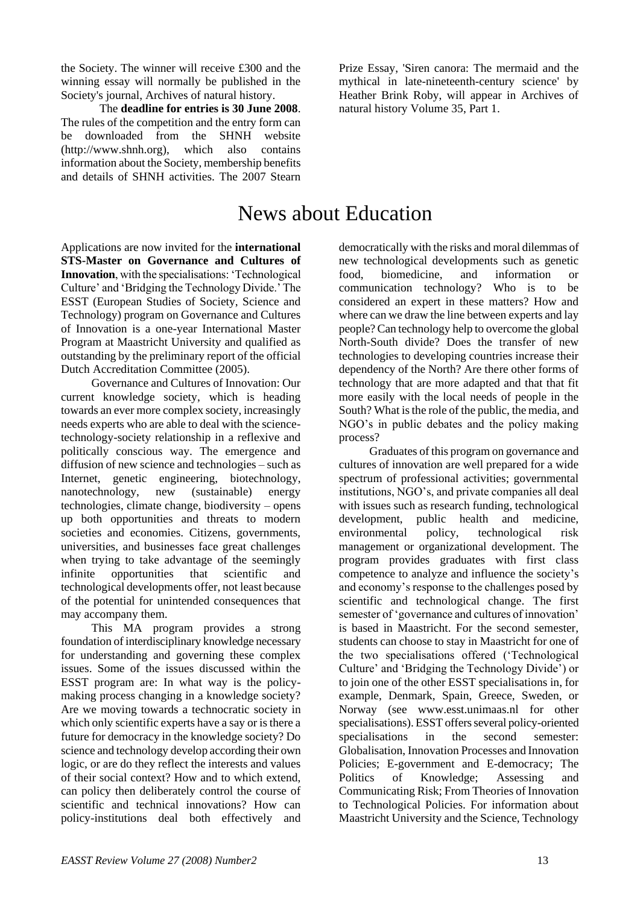the Society. The winner will receive £300 and the winning essay will normally be published in the Society's journal, Archives of natural history.

The **deadline for entries is 30 June 2008**. The rules of the competition and the entry form can be downloaded from the SHNH website (http://www.shnh.org), which also contains information about the Society, membership benefits and details of SHNH activities. The 2007 Stearn Prize Essay, 'Siren canora: The mermaid and the mythical in late-nineteenth-century science' by Heather Brink Roby, will appear in Archives of natural history Volume 35, Part 1.

# News about Education

Applications are now invited for the **international STS-Master on Governance and Cultures of Innovation**, with the specialisations: 'Technological Culture' and 'Bridging the Technology Divide.' The ESST (European Studies of Society, Science and Technology) program on Governance and Cultures of Innovation is a one-year International Master Program at Maastricht University and qualified as outstanding by the preliminary report of the official Dutch Accreditation Committee (2005).

Governance and Cultures of Innovation: Our current knowledge society, which is heading towards an ever more complex society, increasingly needs experts who are able to deal with the science-technology-society relationship in a reflexive and politically conscious way. The emergence and diffusion of new science and technologies – such as Internet, genetic engineering, biotechnology, nanotechnology, new (sustainable) energy technologies, climate change, biodiversity – opens up both opportunities and threats to modern societies and economies. Citizens, governments, universities, and businesses face great challenges when trying to take advantage of the seemingly infinite opportunities that scientific and technological developments offer, not least because of the potential for unintended consequences that may accompany them.

This MA program provides a strong foundation of interdisciplinary knowledge necessary for understanding and governing these complex issues. Some of the issues discussed within the ESST program are: In what way is the policy-making process changing in a knowledge society? Are we moving towards a technocratic society in which only scientific experts have a say or is there a future for democracy in the knowledge society? Do science and technology develop according their own logic, or are do they reflect the interests and values of their social context? How and to which extend, can policy then deliberately control the course of scientific and technical innovations? How can policy-institutions deal both effectively and democratically with the risks and moral dilemmas of new technological developments such as genetic food, biomedicine, and information or communication technology? Who is to be considered an expert in these matters? How and where can we draw the line between experts and lay people? Can technology help to overcome the global North-South divide? Does the transfer of new technologies to developing countries increase their dependency of the North? Are there other forms of technology that are more adapted and that that fit more easily with the local needs of people in the South? What is the role of the public, the media, and NGO's in public debates and the policy making process?

Graduates of this program on governance and cultures of innovation are well prepared for a wide spectrum of professional activities; governmental institutions, NGO's, and private companies all deal with issues such as research funding, technological development, public health and medicine, environmental policy, technological risk management or organizational development. The program provides graduates with first class competence to analyze and influence the society's and economy's response to the challenges posed by scientific and technological change. The first semester of 'governance and cultures of innovation' is based in Maastricht. For the second semester, students can choose to stay in Maastricht for one of the two specialisations offered ('Technological Culture' and 'Bridging the Technology Divide') or to join one of the other ESST specialisations in, for example, Denmark, Spain, Greece, Sweden, or Norway (see www.esst.unimaas.nl for other specialisations). ESST offers several policy-oriented specialisations in the second semester: Globalisation, Innovation Processes and Innovation Policies; E-government and E-democracy; The Politics of Knowledge; Assessing and Communicating Risk; From Theories of Innovation to Technological Policies. For information about Maastricht University and the Science, Technology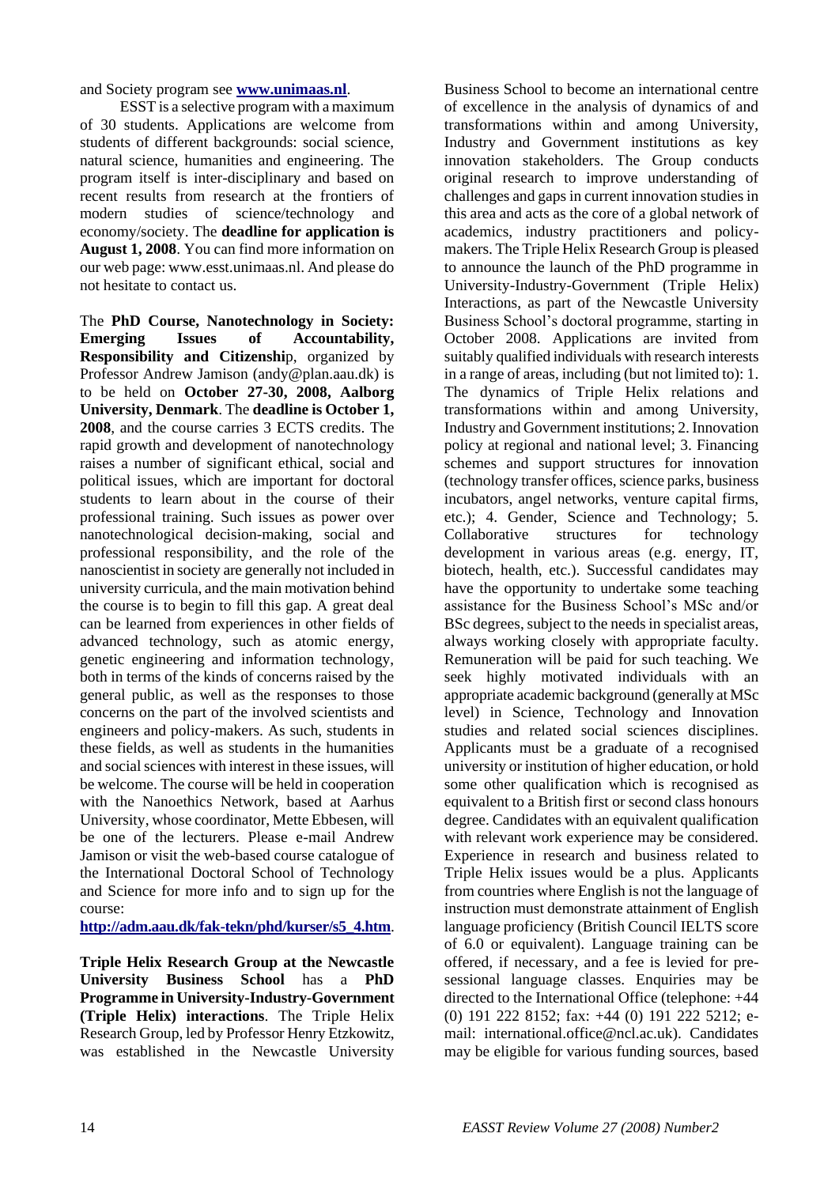and Society program see **www.unimaas.nl**.

ESST is a selective program with a maximum of 30 students. Applications are welcome from students of different backgrounds: social science, natural science, humanities and engineering. The program itself is inter-disciplinary and based on recent results from research at the frontiers of modern studies of science/technology and economy/society. The **deadline for application is August 1, 2008**. You can find more information on our web page: www.esst.unimaas.nl. And please do not hesitate to contact us.

The **PhD Course, Nanotechnology in Society: Emerging Issues of Accountability, Responsibility and Citizenshi**p, organized by Professor Andrew Jamison (andy@plan.aau.dk) is to be held on **October 27-30, 2008, Aalborg University, Denmark**. The **deadline is October 1, 2008**, and the course carries 3 ECTS credits. The rapid growth and development of nanotechnology raises a number of significant ethical, social and political issues, which are important for doctoral students to learn about in the course of their professional training. Such issues as power over nanotechnological decision-making, social and professional responsibility, and the role of the nanoscientist in society are generally not included in university curricula, and the main motivation behind the course is to begin to fill this gap. A great deal can be learned from experiences in other fields of advanced technology, such as atomic energy, genetic engineering and information technology, both in terms of the kinds of concerns raised by the general public, as well as the responses to those concerns on the part of the involved scientists and engineers and policy-makers. As such, students in these fields, as well as students in the humanities and social sciences with interest in these issues, will be welcome. The course will be held in cooperation with the Nanoethics Network, based at Aarhus University, whose coordinator, Mette Ebbesen, will be one of the lecturers. Please e-mail Andrew Jamison or visit the web-based course catalogue of the International Doctoral School of Technology and Science for more info and to sign up for the course: **http://adm.aau.dk/fak-tekn/phd/kurser/s5_4.htm**.

**Triple Helix Research Group at the Newcastle University Business School** has a **PhD Programme in University-Industry-Government (Triple Helix) interactions**. The Triple Helix Research Group, led by Professor Henry Etzkowitz, was established in the Newcastle University Business School to become an international centre of excellence in the analysis of dynamics of and transformations within and among University, Industry and Government institutions as key innovation stakeholders. The Group conducts original research to improve understanding of challenges and gaps in current innovation studies in this area and acts as the core of a global network of academics, industry practitioners and policy-makers. The Triple Helix Research Group is pleased to announce the launch of the PhD programme in University-Industry-Government (Triple Helix) Interactions, as part of the Newcastle University Business School's doctoral programme, starting in October 2008. Applications are invited from suitably qualified individuals with research interests in a range of areas, including (but not limited to): 1. The dynamics of Triple Helix relations and transformations within and among University, Industry and Government institutions; 2. Innovation policy at regional and national level; 3. Financing schemes and support structures for innovation (technology transfer offices, science parks, business incubators, angel networks, venture capital firms, etc.); 4. Gender, Science and Technology; 5. Collaborative structures for technology development in various areas (e.g. energy, IT, biotech, health, etc.). Successful candidates may have the opportunity to undertake some teaching assistance for the Business School's MSc and/or BSc degrees, subject to the needs in specialist areas, always working closely with appropriate faculty. Remuneration will be paid for such teaching. We seek highly motivated individuals with an appropriate academic background (generally at MSc level) in Science, Technology and Innovation studies and related social sciences disciplines. Applicants must be a graduate of a recognised university or institution of higher education, or hold some other qualification which is recognised as equivalent to a British first or second class honours degree. Candidates with an equivalent qualification with relevant work experience may be considered. Experience in research and business related to Triple Helix issues would be a plus. Applicants from countries where English is not the language of instruction must demonstrate attainment of English language proficiency (British Council IELTS score of 6.0 or equivalent). Language training can be offered, if necessary, and a fee is levied for pre-sessional language classes. Enquiries may be directed to the International Office (telephone: +44 (0) 191 222 8152; fax: +44 (0) 191 222 5212; e-mail: international.office@ncl.ac.uk). Candidates may be eligible for various funding sources, based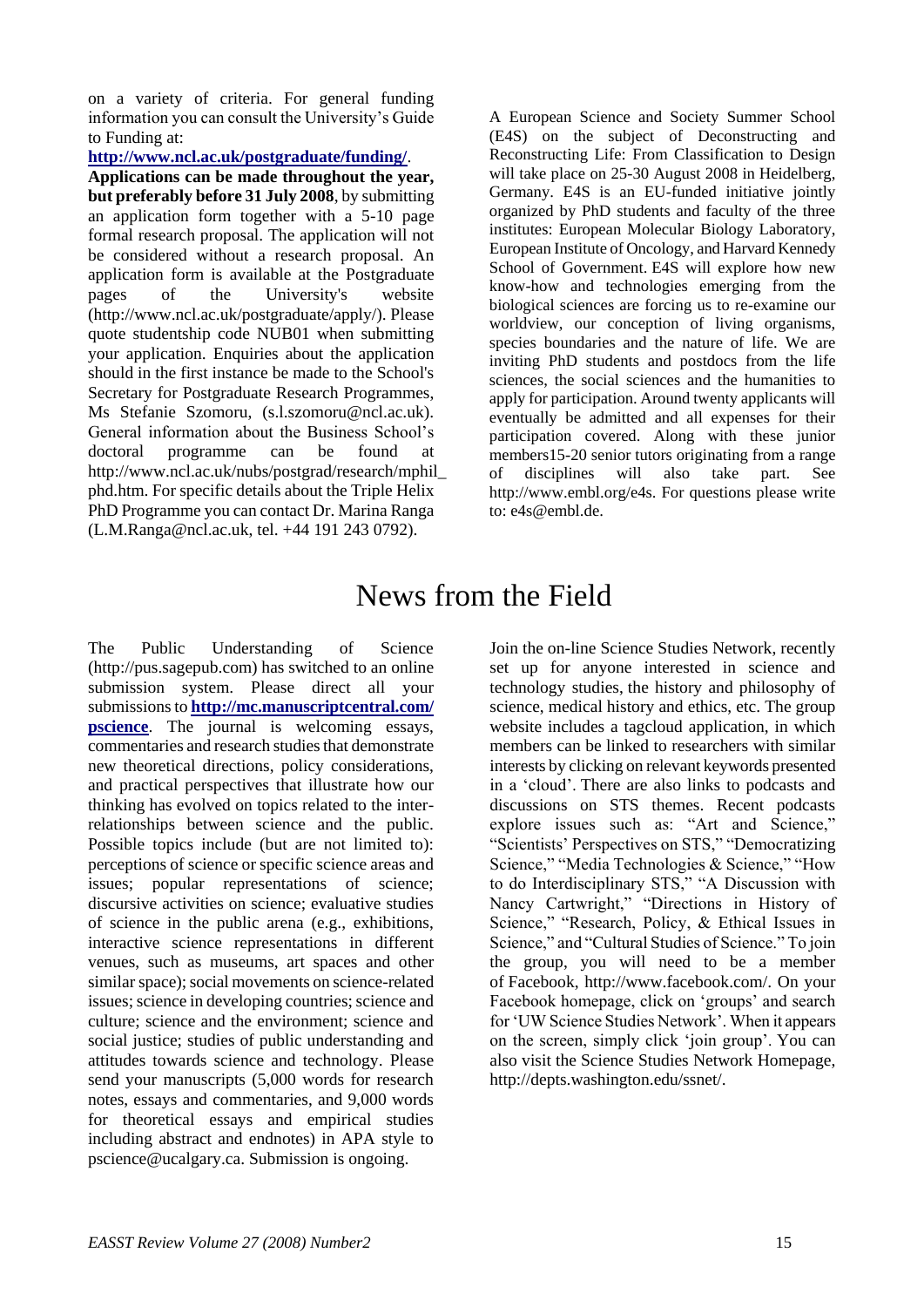on a variety of criteria. For general funding information you can consult the University's Guide to Funding at:

**http://www.ncl.ac.uk/postgraduate/funding/**.

**Applications can be made throughout the year, but preferably before 31 July 2008**, by submitting an application form together with a 5-10 page formal research proposal. The application will not be considered without a research proposal. An application form is available at the Postgraduate pages of the University's website (http://www.ncl.ac.uk/postgraduate/apply/). Please quote studentship code NUB01 when submitting your application. Enquiries about the application should in the first instance be made to the School's Secretary for Postgraduate Research Programmes, Ms Stefanie Szomoru, (s.l.szomoru@ncl.ac.uk). General information about the Business School's doctoral programme can be found at http://www.ncl.ac.uk/nubs/postgrad/research/mphil_phd.htm. For specific details about the Triple Helix PhD Programme you can contact Dr. Marina Ranga (L.M.Ranga@ncl.ac.uk, tel. +44 191 243 0792).

A European Science and Society Summer School (E4S) on the subject of Deconstructing and Reconstructing Life: From Classification to Design will take place on 25-30 August 2008 in Heidelberg, Germany. E4S is an EU-funded initiative jointly organized by PhD students and faculty of the three institutes: European Molecular Biology Laboratory, European Institute of Oncology, and Harvard Kennedy School of Government. E4S will explore how new know-how and technologies emerging from the biological sciences are forcing us to re-examine our worldview, our conception of living organisms, species boundaries and the nature of life. We are inviting PhD students and postdocs from the life sciences, the social sciences and the humanities to apply for participation. Around twenty applicants will eventually be admitted and all expenses for their participation covered. Along with these junior members15-20 senior tutors originating from a range of disciplines will also take part. See http://www.embl.org/e4s. For questions please write to: e4s@embl.de.

# News from the Field

The Public Understanding of Science (http://pus.sagepub.com) has switched to an online submission system. Please direct all your submissions to **http://mc.manuscriptcentral.com/pscience**. The journal is welcoming essays, commentaries and research studies that demonstrate new theoretical directions, policy considerations, and practical perspectives that illustrate how our thinking has evolved on topics related to the inter-relationships between science and the public. Possible topics include (but are not limited to): perceptions of science or specific science areas and issues; popular representations of science; discursive activities on science; evaluative studies of science in the public arena (e.g., exhibitions, interactive science representations in different venues, such as museums, art spaces and other similar space); social movements on science-related issues; science in developing countries; science and culture; science and the environment; science and social justice; studies of public understanding and attitudes towards science and technology. Please send your manuscripts (5,000 words for research notes, essays and commentaries, and 9,000 words for theoretical essays and empirical studies including abstract and endnotes) in APA style to pscience@ucalgary.ca. Submission is ongoing.

Join the on-line Science Studies Network, recently set up for anyone interested in science and technology studies, the history and philosophy of science, medical history and ethics, etc. The group website includes a tagcloud application, in which members can be linked to researchers with similar interests by clicking on relevant keywords presented in a 'cloud'. There are also links to podcasts and discussions on STS themes. Recent podcasts explore issues such as: "Art and Science," "Scientists' Perspectives on STS," "Democratizing Science," "Media Technologies & Science," "How to do Interdisciplinary STS," "A Discussion with Nancy Cartwright," "Directions in History of Science," "Research, Policy, & Ethical Issues in Science," and "Cultural Studies of Science." To join the group, you will need to be a member of Facebook, http://www.facebook.com/. On your Facebook homepage, click on 'groups' and search for 'UW Science Studies Network'. When it appears on the screen, simply click 'join group'. You can also visit the Science Studies Network Homepage, http://depts.washington.edu/ssnet/.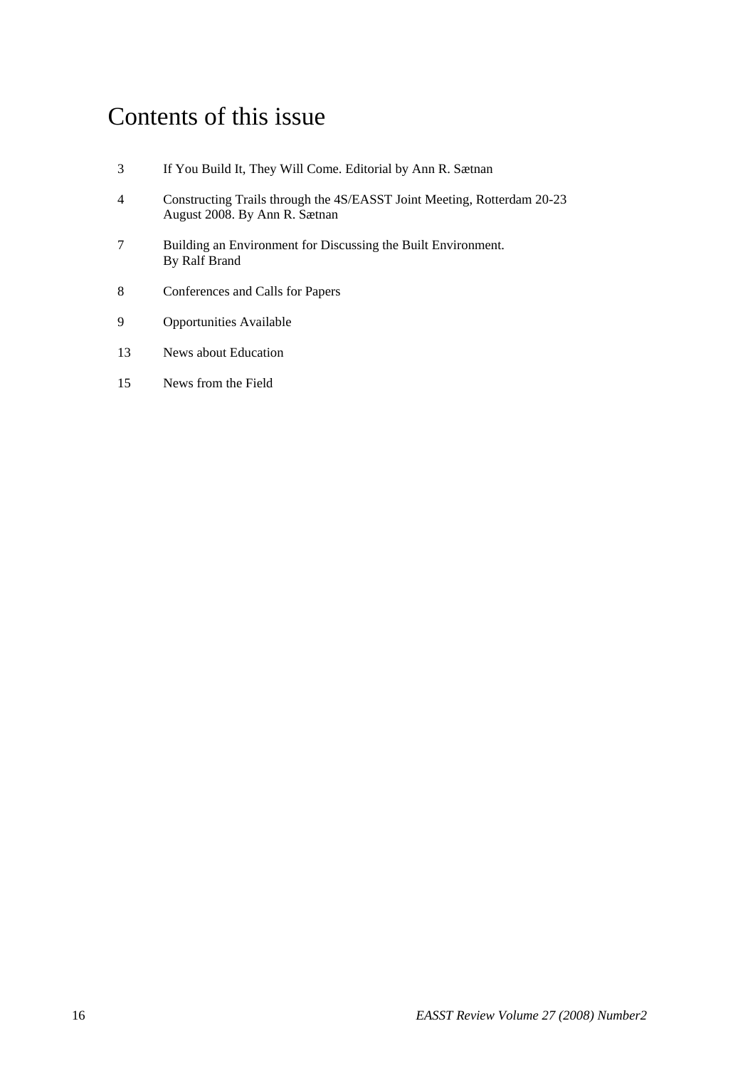# Contents of this issue

| | |
|---|---|
| 3 | If You Build It, They Will Come. Editorial by Ann R. Sætnan |
| 4 | Constructing Trails through the 4S/EASST Joint Meeting, Rotterdam 20-23 August 2008. By Ann R. Sætnan |
| 7 | Building an Environment for Discussing the Built Environment. By Ralf Brand |
| 8 | Conferences and Calls for Papers |
| 9 | Opportunities Available |
| 13 | News about Education |
| 15 | News from the Field |